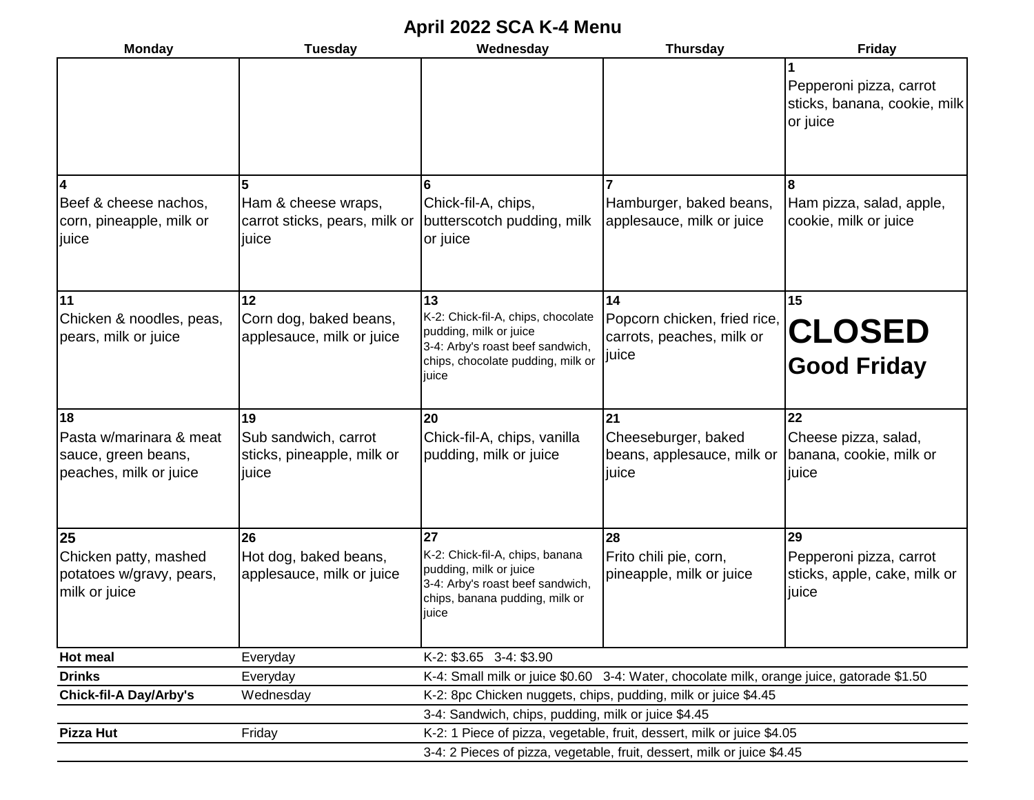# April 2022 SCA K-4 Menu

| Monday | Tuesday | Wednesday | Thursday | Friday |
| --- | --- | --- | --- | --- |
| | | | | **1** Pepperoni pizza, carrot sticks, banana, cookie, milk or juice |
| **4** Beef & cheese nachos, corn, pineapple, milk or juice | **5** Ham & cheese wraps, carrot sticks, pears, milk or juice | **6** Chick-fil-A, chips, butterscotch pudding, milk or juice | **7** Hamburger, baked beans, applesauce, milk or juice | **8** Ham pizza, salad, apple, cookie, milk or juice |
| **11** Chicken & noodles, peas, pears, milk or juice | **12** Corn dog, baked beans, applesauce, milk or juice | **13** K-2: Chick-fil-A, chips, chocolate pudding, milk or juice 3-4: Arby's roast beef sandwich, chips, chocolate pudding, milk or juice | **14** Popcorn chicken, fried rice, carrots, peaches, milk or juice | **15** **CLOSED Good Friday** |
| **18** Pasta w/marinara & meat sauce, green beans, peaches, milk or juice | **19** Sub sandwich, carrot sticks, pineapple, milk or juice | **20** Chick-fil-A, chips, vanilla pudding, milk or juice | **21** Cheeseburger, baked beans, applesauce, milk or juice | **22** Cheese pizza, salad, banana, cookie, milk or juice |
| **25** Chicken patty, mashed potatoes w/gravy, pears, milk or juice | **26** Hot dog, baked beans, applesauce, milk or juice | **27** K-2: Chick-fil-A, chips, banana pudding, milk or juice 3-4: Arby's roast beef sandwich, chips, banana pudding, milk or juice | **28** Frito chili pie, corn, pineapple, milk or juice | **29** Pepperoni pizza, carrot sticks, apple, cake, milk or juice |

| | | |
| --- | --- | --- |
| **Hot meal** | Everyday | K-2: $3.65 3-4: $3.90 |
| **Drinks** | Everyday | K-4: Small milk or juice $0.60 3-4: Water, chocolate milk, orange juice, gatorade $1.50 |
| **Chick-fil-A Day/Arby's** | Wednesday | K-2: 8pc Chicken nuggets, chips, pudding, milk or juice $4.45 |
| | | 3-4: Sandwich, chips, pudding, milk or juice $4.45 |
| **Pizza Hut** | Friday | K-2: 1 Piece of pizza, vegetable, fruit, dessert, milk or juice $4.05 |
| | | 3-4: 2 Pieces of pizza, vegetable, fruit, dessert, milk or juice $4.45 |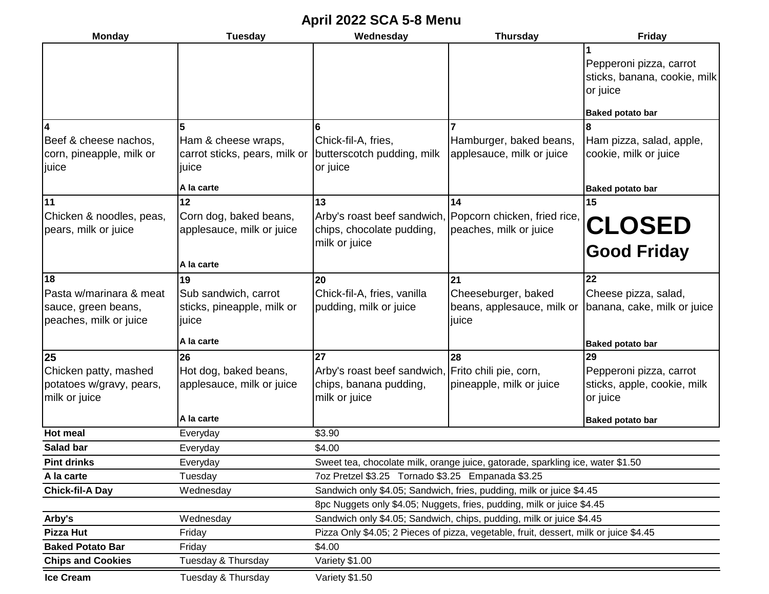# April 2022 SCA 5-8 Menu

| Monday | Tuesday | Wednesday | Thursday | Friday |
|---|---|---|---|---|
| | | | | 1<br>Pepperoni pizza, carrot sticks, banana, cookie, milk or juice<br>**Baked potato bar** |
| 4<br>Beef & cheese nachos, corn, pineapple, milk or juice | 5<br>Ham & cheese wraps, carrot sticks, pears, milk or juice<br>**A la carte** | 6<br>Chick-fil-A, fries, butterscotch pudding, milk or juice | 7<br>Hamburger, baked beans, applesauce, milk or juice | 8<br>Ham pizza, salad, apple, cookie, milk or juice<br>**Baked potato bar** |
| 11<br>Chicken & noodles, peas, pears, milk or juice | 12<br>Corn dog, baked beans, applesauce, milk or juice<br>**A la carte** | 13<br>Arby's roast beef sandwich, chips, chocolate pudding, milk or juice | 14<br>Popcorn chicken, fried rice, peaches, milk or juice | 15<br>**CLOSED**<br>**Good Friday** |
| 18<br>Pasta w/marinara & meat sauce, green beans, peaches, milk or juice | 19<br>Sub sandwich, carrot sticks, pineapple, milk or juice<br>**A la carte** | 20<br>Chick-fil-A, fries, vanilla pudding, milk or juice | 21<br>Cheeseburger, baked beans, applesauce, milk or juice | 22<br>Cheese pizza, salad, banana, cake, milk or juice<br>**Baked potato bar** |
| 25<br>Chicken patty, mashed potatoes w/gravy, pears, milk or juice | 26<br>Hot dog, baked beans, applesauce, milk or juice<br>**A la carte** | 27<br>Arby's roast beef sandwich, chips, banana pudding, milk or juice | 28<br>Frito chili pie, corn, pineapple, milk or juice | 29<br>Pepperoni pizza, carrot sticks, apple, cookie, milk or juice<br>**Baked potato bar** |

| | | |
|---|---|---|
| **Hot meal** | Everyday | $3.90 |
| **Salad bar** | Everyday | $4.00 |
| **Pint drinks** | Everyday | Sweet tea, chocolate milk, orange juice, gatorade, sparkling ice, water $1.50 |
| **A la carte** | Tuesday | 7oz Pretzel $3.25 Tornado $3.25 Empanada $3.25 |
| **Chick-fil-A Day** | Wednesday | Sandwich only $4.05; Sandwich, fries, pudding, milk or juice $4.45 |
| | | 8pc Nuggets only $4.05; Nuggets, fries, pudding, milk or juice $4.45 |
| **Arby's** | Wednesday | Sandwich only $4.05; Sandwich, chips, pudding, milk or juice $4.45 |
| **Pizza Hut** | Friday | Pizza Only $4.05; 2 Pieces of pizza, vegetable, fruit, dessert, milk or juice $4.45 |
| **Baked Potato Bar** | Friday | $4.00 |
| **Chips and Cookies** | Tuesday & Thursday | Variety $1.00 |
| **Ice Cream** | Tuesday & Thursday | Variety $1.50 |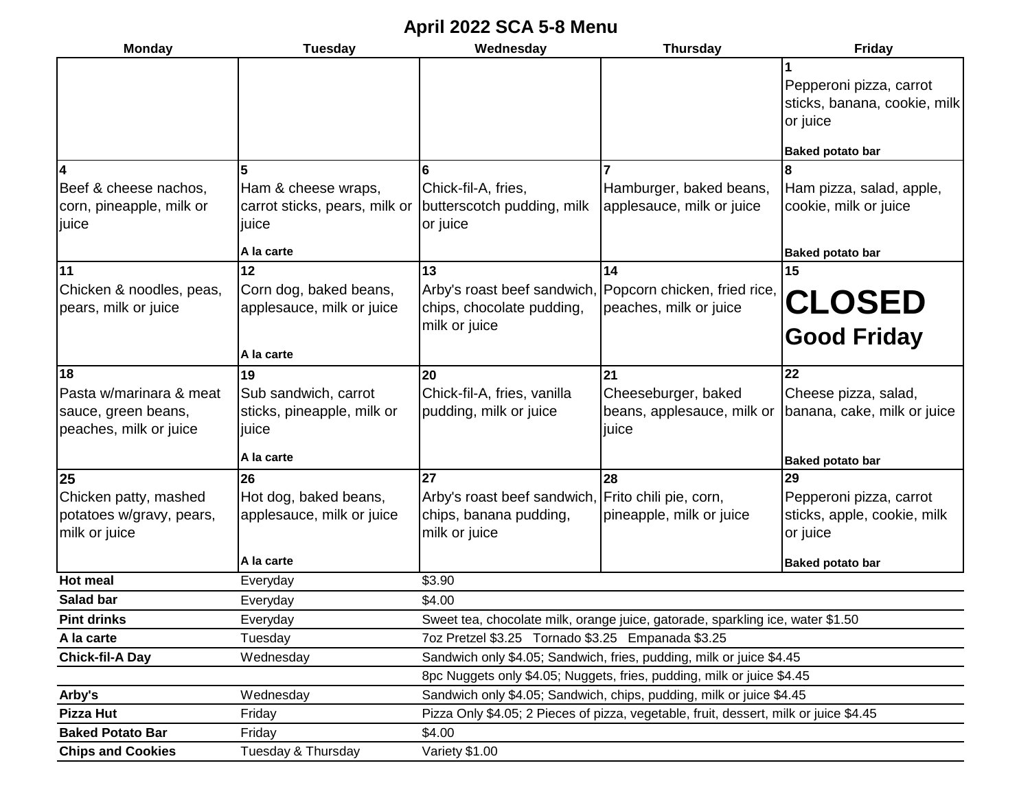# April 2022 SCA 5-8 Menu

| Monday | Tuesday | Wednesday | Thursday | Friday |
|---|---|---|---|---|
| | | | | **1** Pepperoni pizza, carrot sticks, banana, cookie, milk or juice **Baked potato bar** |
| **4** Beef & cheese nachos, corn, pineapple, milk or juice | **5** Ham & cheese wraps, carrot sticks, pears, milk or juice **A la carte** | **6** Chick-fil-A, fries, butterscotch pudding, milk or juice | **7** Hamburger, baked beans, applesauce, milk or juice | **8** Ham pizza, salad, apple, cookie, milk or juice **Baked potato bar** |
| **11** Chicken & noodles, peas, pears, milk or juice | **12** Corn dog, baked beans, applesauce, milk or juice **A la carte** | **13** Arby's roast beef sandwich, chips, chocolate pudding, milk or juice | **14** Popcorn chicken, fried rice, peaches, milk or juice | **15** **CLOSED Good Friday** |
| **18** Pasta w/marinara & meat sauce, green beans, peaches, milk or juice | **19** Sub sandwich, carrot sticks, pineapple, milk or juice **A la carte** | **20** Chick-fil-A, fries, vanilla pudding, milk or juice | **21** Cheeseburger, baked beans, applesauce, milk or juice | **22** Cheese pizza, salad, banana, cake, milk or juice **Baked potato bar** |
| **25** Chicken patty, mashed potatoes w/gravy, pears, milk or juice | **26** Hot dog, baked beans, applesauce, milk or juice **A la carte** | **27** Arby's roast beef sandwich, chips, banana pudding, milk or juice | **28** Frito chili pie, corn, pineapple, milk or juice | **29** Pepperoni pizza, carrot sticks, apple, cookie, milk or juice **Baked potato bar** |

| | | |
|---|---|---|
| **Hot meal** | Everyday | $3.90 |
| **Salad bar** | Everyday | $4.00 |
| **Pint drinks** | Everyday | Sweet tea, chocolate milk, orange juice, gatorade, sparkling ice, water $1.50 |
| **A la carte** | Tuesday | 7oz Pretzel $3.25 Tornado $3.25 Empanada $3.25 |
| **Chick-fil-A Day** | Wednesday | Sandwich only $4.05; Sandwich, fries, pudding, milk or juice $4.45 |
| | | 8pc Nuggets only $4.05; Nuggets, fries, pudding, milk or juice $4.45 |
| **Arby's** | Wednesday | Sandwich only $4.05; Sandwich, chips, pudding, milk or juice $4.45 |
| **Pizza Hut** | Friday | Pizza Only $4.05; 2 Pieces of pizza, vegetable, fruit, dessert, milk or juice $4.45 |
| **Baked Potato Bar** | Friday | $4.00 |
| **Chips and Cookies** | Tuesday & Thursday | Variety $1.00 |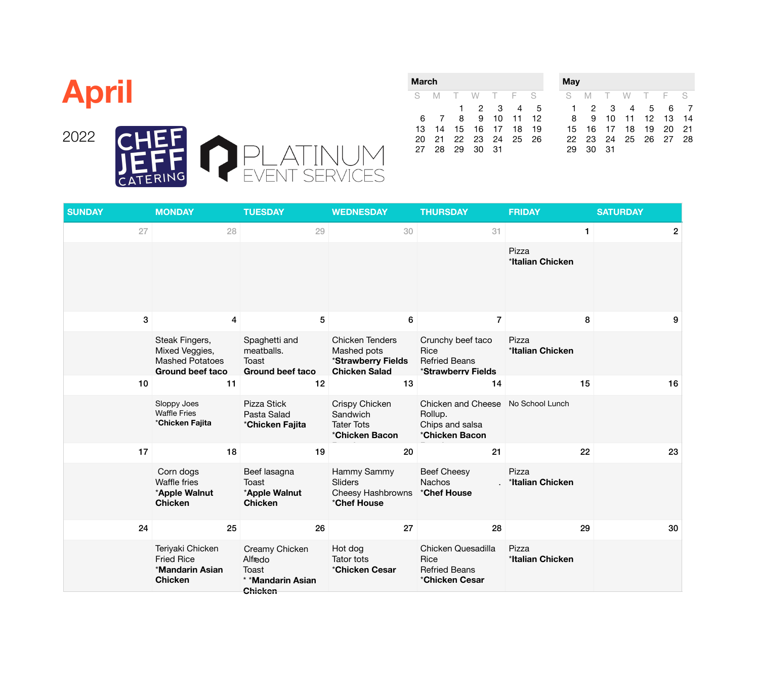# April

2022

CHEF JEFF CATERING

PLATINUM EVENT SERVICES

**March**

| S | M | T | W | T | F | S |
|---|---|---|---|---|---|---|
| | | 1 | 2 | 3 | 4 | 5 |
| 6 | 7 | 8 | 9 | 10 | 11 | 12 |
| 13 | 14 | 15 | 16 | 17 | 18 | 19 |
| 20 | 21 | 22 | 23 | 24 | 25 | 26 |
| 27 | 28 | 29 | 30 | 31 | | |

**May**

| S | M | T | W | T | F | S |
|---|---|---|---|---|---|---|
| 1 | 2 | 3 | 4 | 5 | 6 | 7 |
| 8 | 9 | 10 | 11 | 12 | 13 | 14 |
| 15 | 16 | 17 | 18 | 19 | 20 | 21 |
| 22 | 23 | 24 | 25 | 26 | 27 | 28 |
| 29 | 30 | 31 | | | | |

| SUNDAY | MONDAY | TUESDAY | WEDNESDAY | THURSDAY | FRIDAY | SATURDAY |
|---|---|---|---|---|---|---|
| 27 | 28 | 29 | 30 | 31 | 1<br>Pizza<br>***Italian Chicken** | 2 |
| 3 | 4<br>Steak Fingers,<br>Mixed Veggies,<br>Mashed Potatoes<br>**Ground beef taco** | 5<br>Spaghetti and meatballs.<br>Toast<br>**Ground beef taco** | 6<br>Chicken Tenders<br>Mashed pots<br>***Strawberry Fields Chicken Salad** | 7<br>Crunchy beef taco<br>Rice<br>Refried Beans<br>***Strawberry Fields** | 8<br>Pizza<br>***Italian Chicken** | 9 |
| 10 | 11<br>Sloppy Joes<br>Waffle Fries<br>***Chicken Fajita** | 12<br>Pizza Stick<br>Pasta Salad<br>***Chicken Fajita** | 13<br>Crispy Chicken Sandwich<br>Tater Tots<br>***Chicken Bacon** | 14<br>Chicken and Cheese Rollup.<br>Chips and salsa<br>***Chicken Bacon** | 15<br>No School Lunch | 16 |
| 17 | 18<br>Corn dogs<br>Waffle fries<br>***Apple Walnut Chicken** | 19<br>Beef lasagna<br>Toast<br>***Apple Walnut Chicken** | 20<br>Hammy Sammy Sliders<br>Cheesy Hashbrowns<br>***Chef House** | 21<br>Beef Cheesy Nachos<br>***Chef House** | 22<br>Pizza<br>***Italian Chicken** | 23 |
| 24 | 25<br>Teriyaki Chicken<br>Fried Rice<br>***Mandarin Asian Chicken** | 26<br>Creamy Chicken Alfredo<br>Toast<br>* ***Mandarin Asian Chicken** | 27<br>Hot dog<br>Tator tots<br>***Chicken Cesar** | 28<br>Chicken Quesadilla<br>Rice<br>Refried Beans<br>***Chicken Cesar** | 29<br>Pizza<br>***Italian Chicken** | 30 |